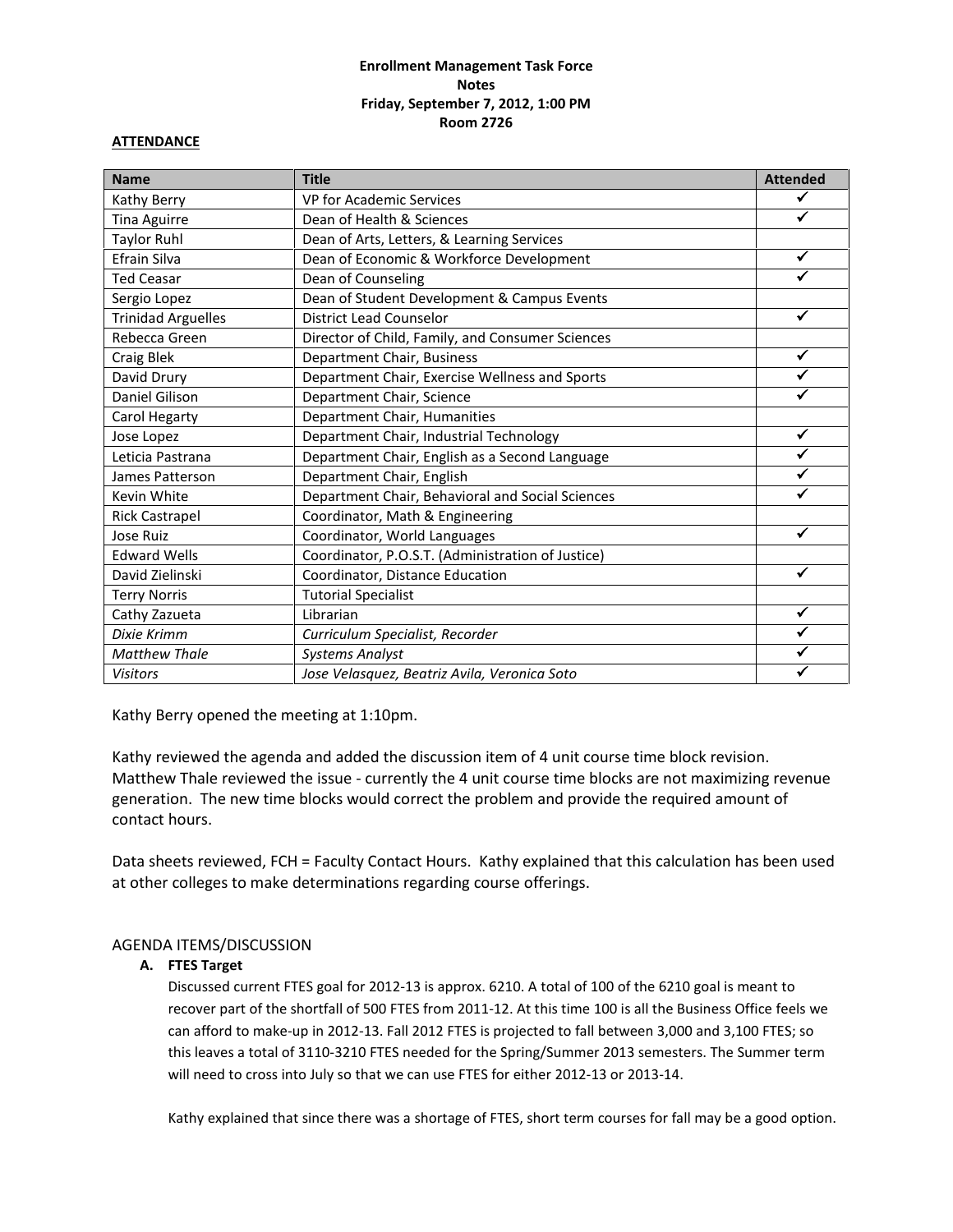**Enrollment Management Task Force**
**Notes**
**Friday, September 7, 2012, 1:00 PM**
**Room 2726**

**ATTENDANCE**

| Name | Title | Attended |
|---|---|---|
| Kathy Berry | VP for Academic Services | ✓ |
| Tina Aguirre | Dean of Health & Sciences | ✓ |
| Taylor Ruhl | Dean of Arts, Letters, & Learning Services | |
| Efrain Silva | Dean of Economic & Workforce Development | ✓ |
| Ted Ceasar | Dean of Counseling | ✓ |
| Sergio Lopez | Dean of Student Development & Campus Events | |
| Trinidad Arguelles | District Lead Counselor | ✓ |
| Rebecca Green | Director of Child, Family, and Consumer Sciences | |
| Craig Blek | Department Chair, Business | ✓ |
| David Drury | Department Chair, Exercise Wellness and Sports | ✓ |
| Daniel Gilison | Department Chair, Science | ✓ |
| Carol Hegarty | Department Chair, Humanities | |
| Jose Lopez | Department Chair, Industrial Technology | ✓ |
| Leticia Pastrana | Department Chair, English as a Second Language | ✓ |
| James Patterson | Department Chair, English | ✓ |
| Kevin White | Department Chair, Behavioral and Social Sciences | ✓ |
| Rick Castrapel | Coordinator, Math & Engineering | |
| Jose Ruiz | Coordinator, World Languages | ✓ |
| Edward Wells | Coordinator, P.O.S.T. (Administration of Justice) | |
| David Zielinski | Coordinator, Distance Education | ✓ |
| Terry Norris | Tutorial Specialist | |
| Cathy Zazueta | Librarian | ✓ |
| *Dixie Krimm* | *Curriculum Specialist, Recorder* | ✓ |
| *Matthew Thale* | *Systems Analyst* | ✓ |
| *Visitors* | *Jose Velasquez, Beatriz Avila, Veronica Soto* | ✓ |

Kathy Berry opened the meeting at 1:10pm.

Kathy reviewed the agenda and added the discussion item of 4 unit course time block revision. Matthew Thale reviewed the issue - currently the 4 unit course time blocks are not maximizing revenue generation. The new time blocks would correct the problem and provide the required amount of contact hours.

Data sheets reviewed, FCH = Faculty Contact Hours. Kathy explained that this calculation has been used at other colleges to make determinations regarding course offerings.

AGENDA ITEMS/DISCUSSION

**A. FTES Target**

Discussed current FTES goal for 2012-13 is approx. 6210. A total of 100 of the 6210 goal is meant to recover part of the shortfall of 500 FTES from 2011-12. At this time 100 is all the Business Office feels we can afford to make-up in 2012-13. Fall 2012 FTES is projected to fall between 3,000 and 3,100 FTES; so this leaves a total of 3110-3210 FTES needed for the Spring/Summer 2013 semesters. The Summer term will need to cross into July so that we can use FTES for either 2012-13 or 2013-14.

Kathy explained that since there was a shortage of FTES, short term courses for fall may be a good option.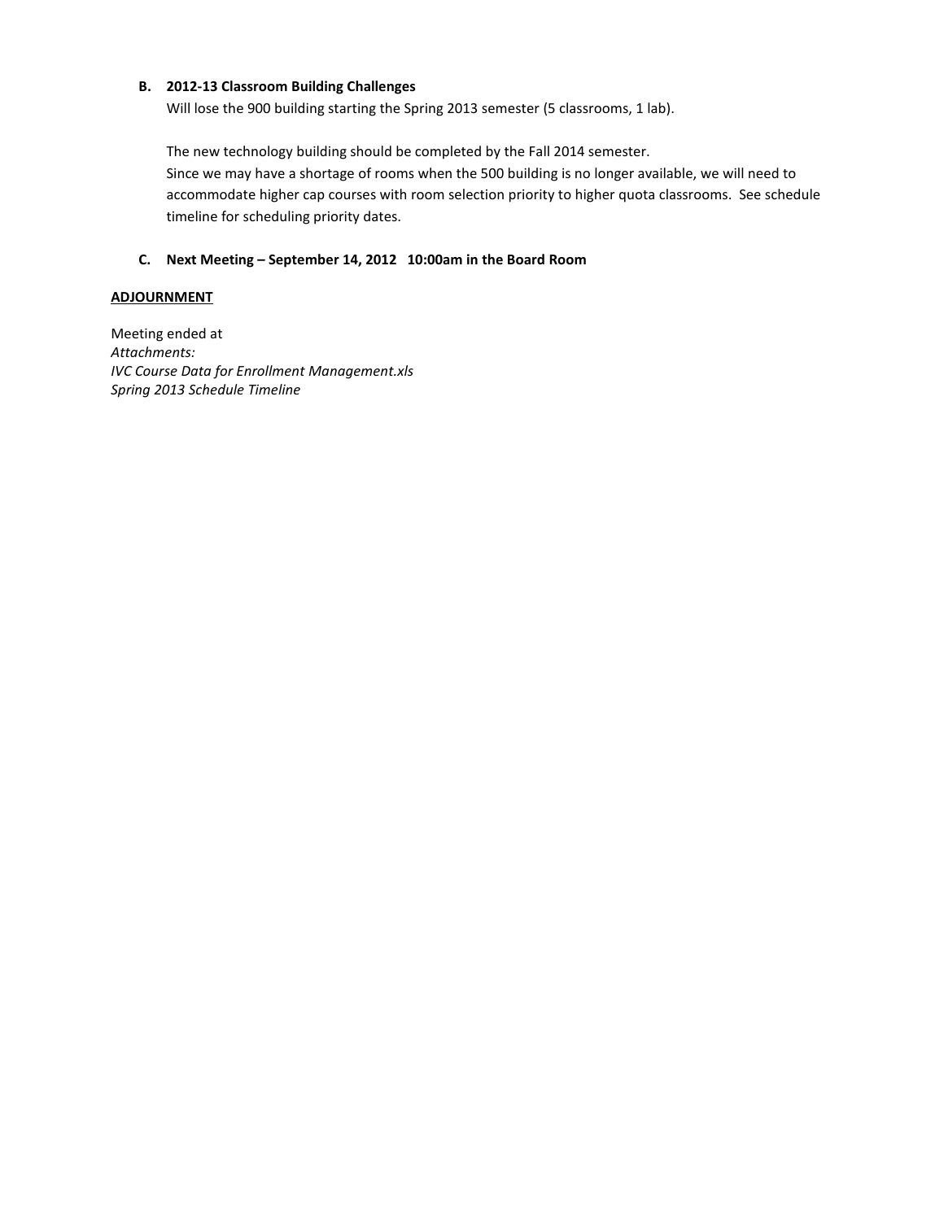**B. 2012-13 Classroom Building Challenges**

Will lose the 900 building starting the Spring 2013 semester (5 classrooms, 1 lab).

The new technology building should be completed by the Fall 2014 semester.
Since we may have a shortage of rooms when the 500 building is no longer available, we will need to accommodate higher cap courses with room selection priority to higher quota classrooms. See schedule timeline for scheduling priority dates.

**C. Next Meeting – September 14, 2012 10:00am in the Board Room**

**ADJOURNMENT**

Meeting ended at
*Attachments:*
*IVC Course Data for Enrollment Management.xls*
*Spring 2013 Schedule Timeline*